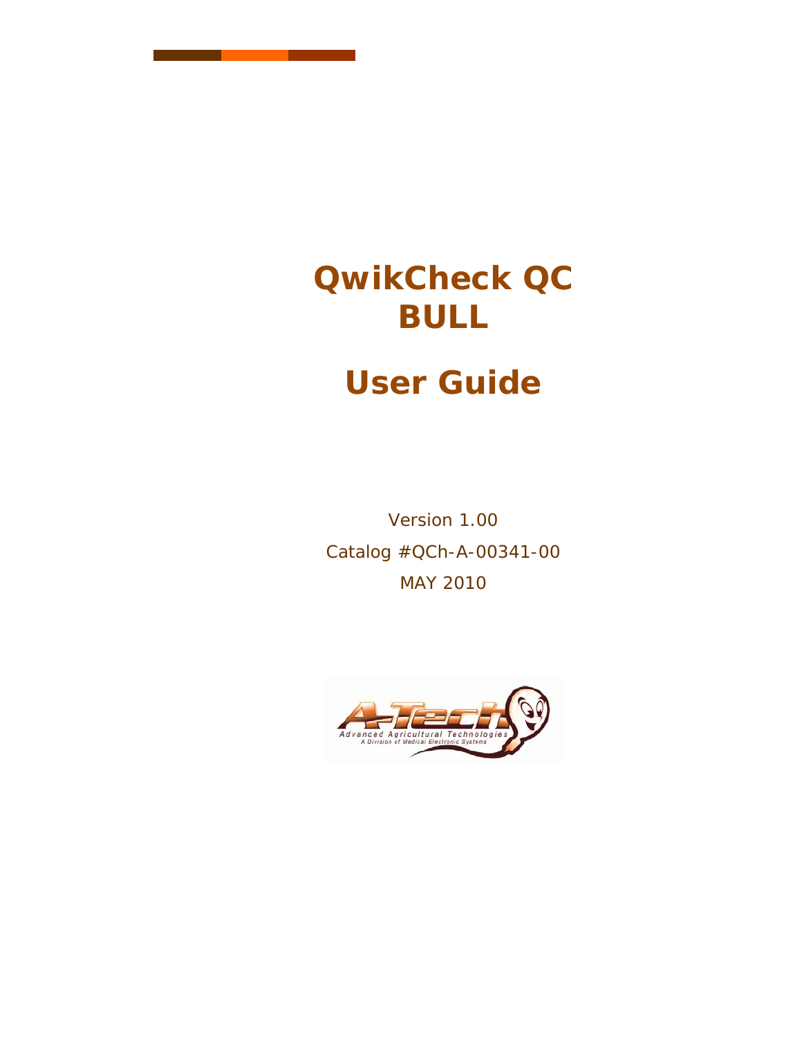# QwikCheck QC BULL

# User Guide

Version 1.00

Catalog #QCh-A-00341-00

MAY 2010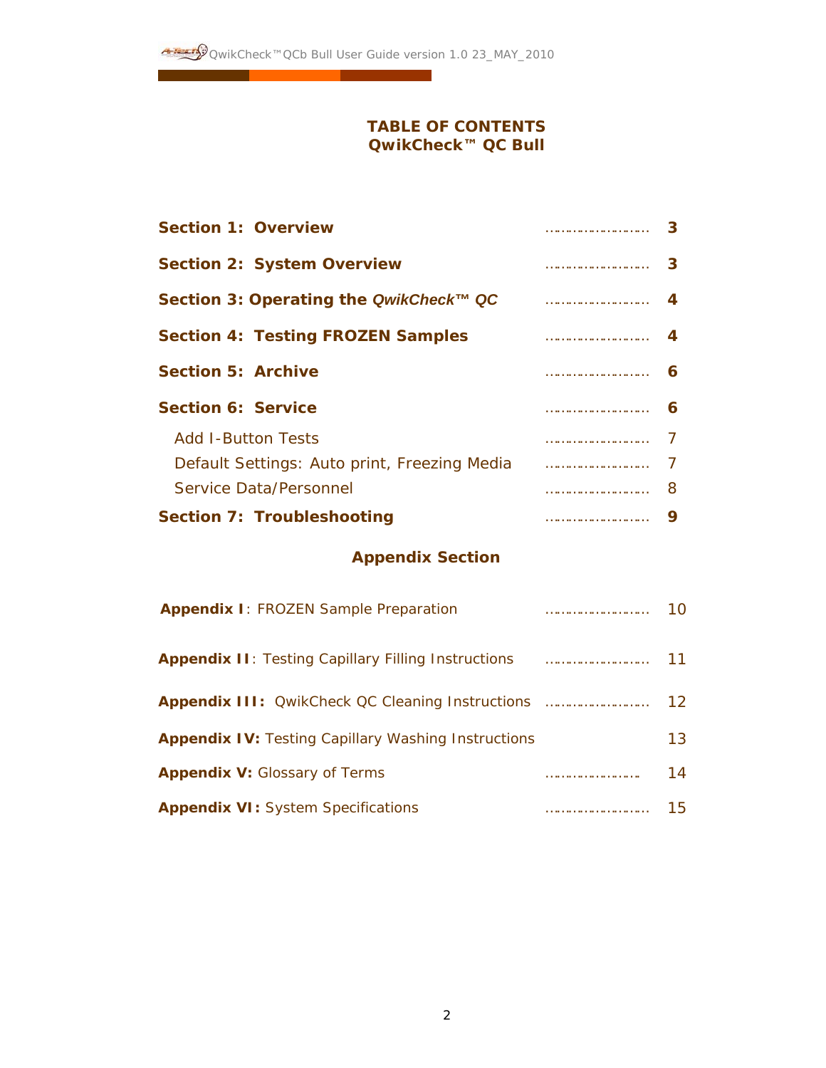# TABLE OF CONTENTS
# QwikCheck™ QC Bull

**Section 1: Overview** ..................... **3**

**Section 2: System Overview** ..................... **3**

**Section 3: Operating the *QwikCheck™ QC*** ..................... **4**

**Section 4: Testing FROZEN Samples** ..................... **4**

**Section 5: Archive** ..................... **6**

**Section 6: Service** ..................... **6**

- Add I-Button Tests ..................... 7
- Default Settings: Auto print, Freezing Media ..................... 7
- Service Data/Personnel ..................... 8

**Section 7: Troubleshooting** ..................... **9**

## Appendix Section

**Appendix I**: FROZEN Sample Preparation ..................... 10

**Appendix II**: Testing Capillary Filling Instructions ..................... 11

**Appendix III:** QwikCheck QC Cleaning Instructions ..................... 12

**Appendix IV:** Testing Capillary Washing Instructions 13

**Appendix V:** Glossary of Terms ..................... 14

**Appendix VI:** System Specifications ..................... 15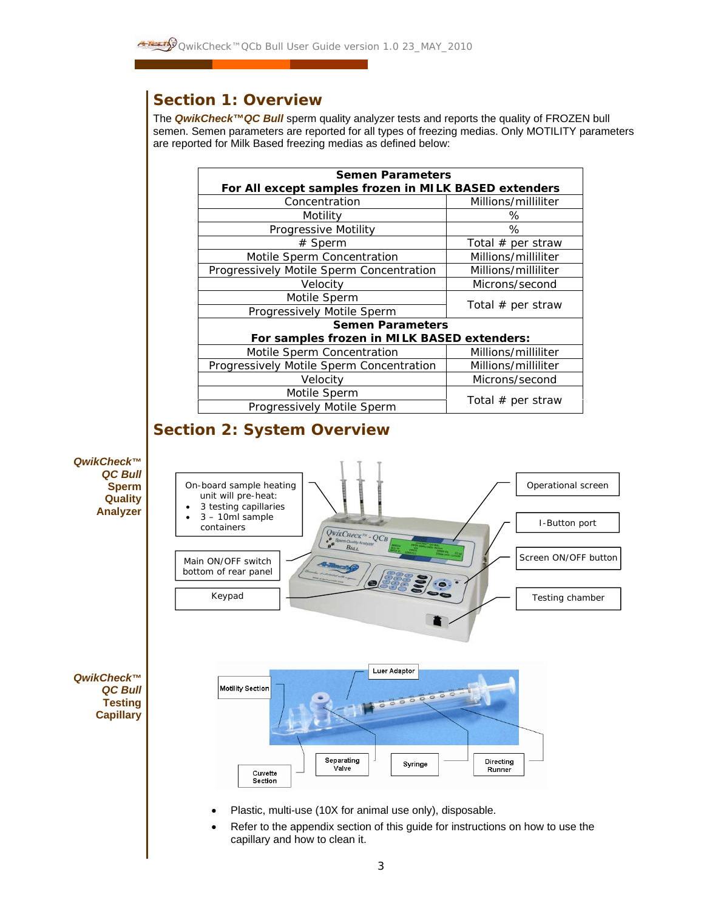# Section 1: Overview

The ***QwikCheck™QC Bull*** sperm quality analyzer tests and reports the quality of FROZEN bull semen. Semen parameters are reported for all types of freezing medias. Only MOTILITY parameters are reported for Milk Based freezing medias as defined below:

| **Semen Parameters For All except samples frozen in MILK BASED extenders** | |
|---|---|
| Concentration | Millions/milliliter |
| Motility | % |
| Progressive Motility | % |
| # Sperm | Total # per straw |
| Motile Sperm Concentration | Millions/milliliter |
| Progressively Motile Sperm Concentration | Millions/milliliter |
| Velocity | Microns/second |
| Motile Sperm | Total # per straw |
| Progressively Motile Sperm | |
| **Semen Parameters For samples frozen in MILK BASED extenders:** | |
| Motile Sperm Concentration | Millions/milliliter |
| Progressively Motile Sperm Concentration | Millions/milliliter |
| Velocity | Microns/second |
| Motile Sperm | Total # per straw |
| Progressively Motile Sperm | |

# Section 2: System Overview

***QwikCheck™ QC Bull*** **Sperm Quality Analyzer**

- On-board sample heating unit will pre-heat:
  - 3 testing capillaries
  - 3 – 10ml sample containers
- Main ON/OFF switch bottom of rear panel
- Keypad
- Operational screen
- I-Button port
- Screen ON/OFF button
- Testing chamber

***QwikCheck™ QC Bull*** **Testing Capillary**

- Motility Section
- Luer Adaptor
- Cuvette Section
- Separating Valve
- Syringe
- Directing Runner

- Plastic, multi-use (10X for animal use only), disposable.
- Refer to the appendix section of this guide for instructions on how to use the capillary and how to clean it.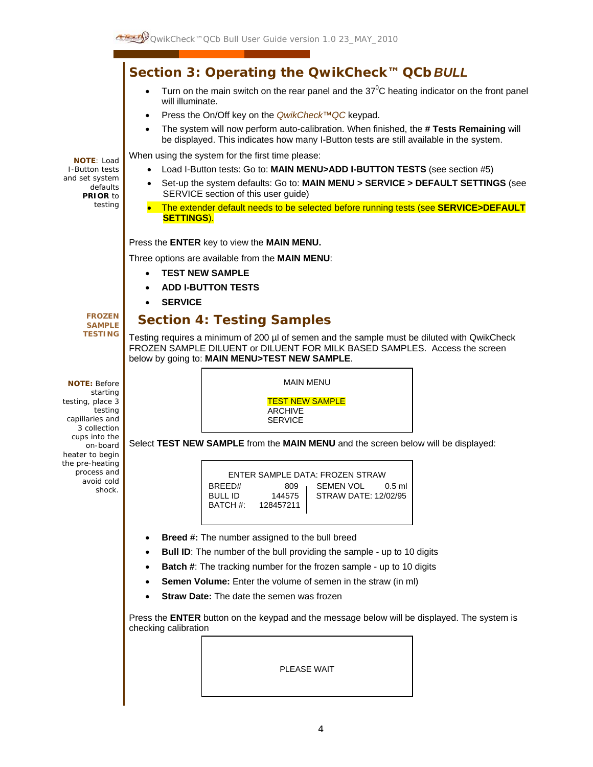## Section 3: Operating the QwikCheck™ QCb *BULL*

- Turn on the main switch on the rear panel and the 37$^0$C heating indicator on the front panel will illuminate.
- Press the On/Off key on the *QwikCheck™QC* keypad.
- The system will now perform auto-calibration. When finished, the **# Tests Remaining** will be displayed. This indicates how many I-Button tests are still available in the system.

**NOTE**: Load I-Button tests and set system defaults **PRIOR** to testing

When using the system for the first time please:

- Load I-Button tests: Go to: **MAIN MENU>ADD I-BUTTON TESTS** (see section #5)
- Set-up the system defaults: Go to: **MAIN MENU > SERVICE > DEFAULT SETTINGS** (see SERVICE section of this user guide)
- The extender default needs to be selected before running tests (see **SERVICE>DEFAULT SETTINGS**).

Press the **ENTER** key to view the **MAIN MENU.**

Three options are available from the **MAIN MENU**:

- **TEST NEW SAMPLE**
- **ADD I-BUTTON TESTS**
- **SERVICE**

**FROZEN SAMPLE TESTING**

## Section 4: Testing Samples

Testing requires a minimum of 200 µl of semen and the sample must be diluted with QwikCheck FROZEN SAMPLE DILUENT or DILUENT FOR MILK BASED SAMPLES. Access the screen below by going to: **MAIN MENU>TEST NEW SAMPLE**.

**NOTE:** Before starting testing, place 3 testing capillaries and 3 collection cups into the on-board heater to begin the pre-heating process and avoid cold shock.

```
MAIN MENU

TEST NEW SAMPLE
ARCHIVE
SERVICE
```

Select **TEST NEW SAMPLE** from the **MAIN MENU** and the screen below will be displayed:

```
ENTER SAMPLE DATA: FROZEN STRAW
BREED#         809  | SEMEN VOL      0.5 ml
BULL ID     144575  | STRAW DATE: 12/02/95
BATCH #:  128457211 |
```

- **Breed #:** The number assigned to the bull breed
- **Bull ID**: The number of the bull providing the sample - up to 10 digits
- **Batch #**: The tracking number for the frozen sample - up to 10 digits
- **Semen Volume:** Enter the volume of semen in the straw (in ml)
- **Straw Date:** The date the semen was frozen

Press the **ENTER** button on the keypad and the message below will be displayed. The system is checking calibration

```
PLEASE WAIT
```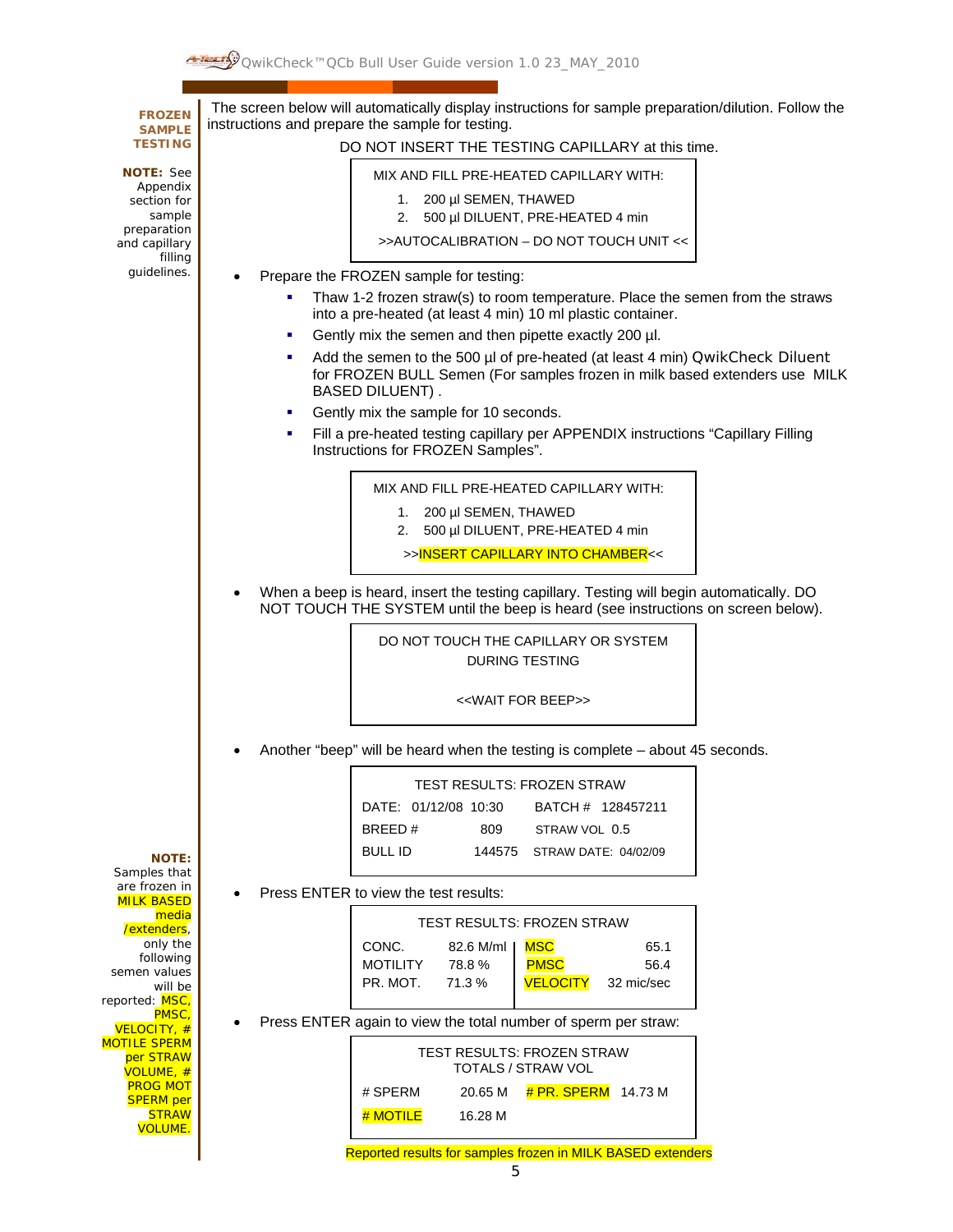**FROZEN SAMPLE TESTING**

**NOTE:** See Appendix section for sample preparation and capillary filling guidelines.

The screen below will automatically display instructions for sample preparation/dilution. Follow the instructions and prepare the sample for testing.

DO NOT INSERT THE TESTING CAPILLARY at this time.

```
MIX AND FILL PRE-HEATED CAPILLARY WITH:
  1. 200 µl SEMEN, THAWED
  2. 500 µl DILUENT, PRE-HEATED 4 min
>>AUTOCALIBRATION – DO NOT TOUCH UNIT <<
```

- Prepare the FROZEN sample for testing:
  - Thaw 1-2 frozen straw(s) to room temperature. Place the semen from the straws into a pre-heated (at least 4 min) 10 ml plastic container.
  - Gently mix the semen and then pipette exactly 200 µl.
  - Add the semen to the 500 µl of pre-heated (at least 4 min) QwikCheck Diluent for FROZEN BULL Semen (For samples frozen in milk based extenders use MILK BASED DILUENT) .
  - Gently mix the sample for 10 seconds.
  - Fill a pre-heated testing capillary per APPENDIX instructions "Capillary Filling Instructions for FROZEN Samples".

```
MIX AND FILL PRE-HEATED CAPILLARY WITH:
  1. 200 µl SEMEN, THAWED
  2. 500 µl DILUENT, PRE-HEATED 4 min
>>INSERT CAPILLARY INTO CHAMBER<<
```

- When a beep is heard, insert the testing capillary. Testing will begin automatically. DO NOT TOUCH THE SYSTEM until the beep is heard (see instructions on screen below).

```
DO NOT TOUCH THE CAPILLARY OR SYSTEM
DURING TESTING

<<WAIT FOR BEEP>>
```

- Another "beep" will be heard when the testing is complete – about 45 seconds.

```
TEST RESULTS: FROZEN STRAW
DATE:  01/12/08 10:30     BATCH #  128457211
BREED #          809      STRAW VOL  0.5
BULL ID       144575      STRAW DATE: 04/02/09
```

- Press ENTER to view the test results:

```
TEST RESULTS: FROZEN STRAW
CONC.      82.6 M/ml  | MSC        65.1
MOTILITY   78.8 %     | PMSC       56.4
PR. MOT.   71.3 %     | VELOCITY   32 mic/sec
```

- Press ENTER again to view the total number of sperm per straw:

```
TEST RESULTS: FROZEN STRAW
TOTALS / STRAW VOL
# SPERM    20.65 M    # PR. SPERM   14.73 M
# MOTILE   16.28 M
```

Reported results for samples frozen in MILK BASED extenders

**NOTE:** Samples that are frozen in MILK BASED media /extenders, only the following semen values will be reported: MSC, PMSC, VELOCITY, # MOTILE SPERM per STRAW VOLUME, # PROG MOT SPERM per STRAW VOLUME.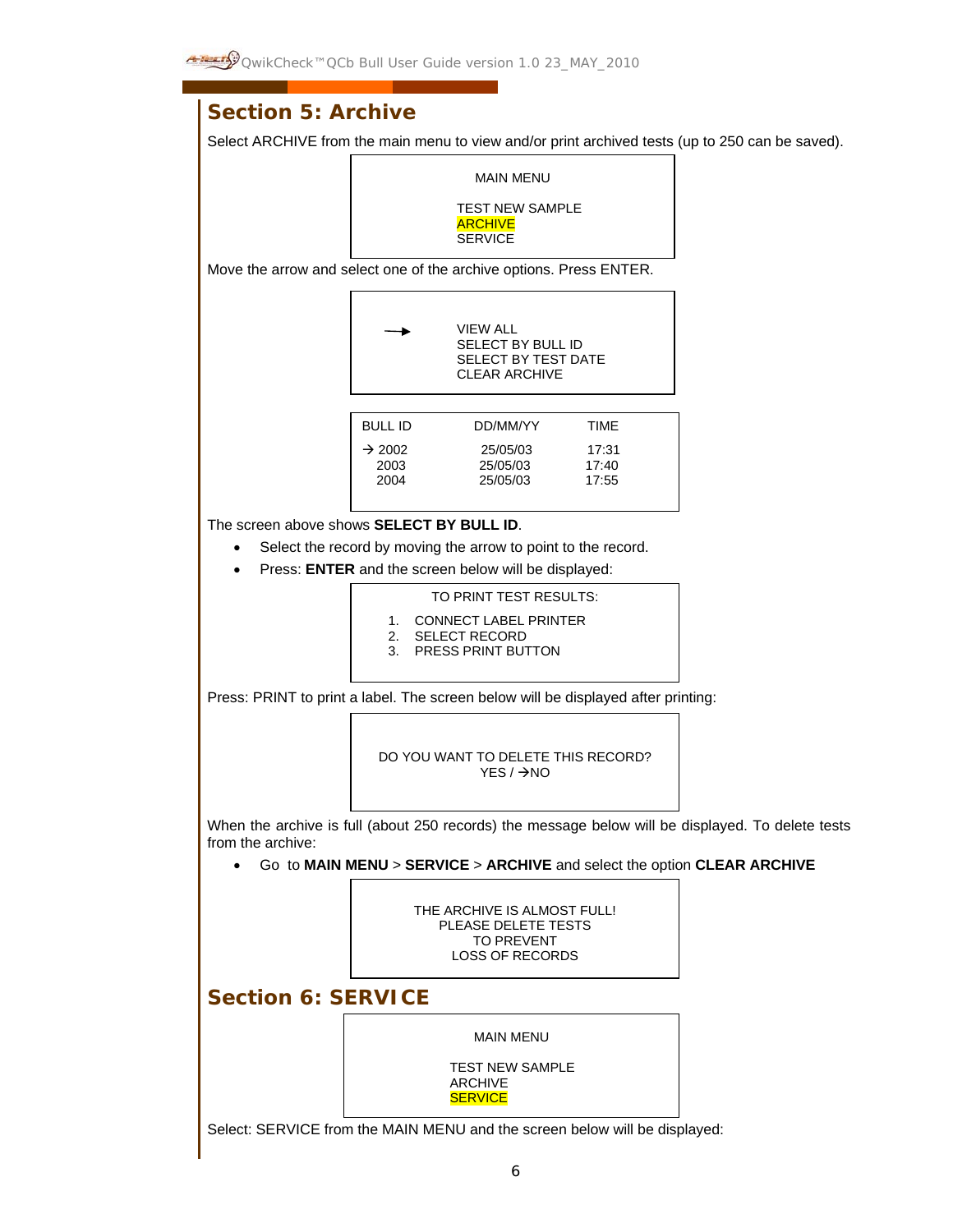## Section 5: Archive

Select ARCHIVE from the main menu to view and/or print archived tests (up to 250 can be saved).

```
MAIN MENU

TEST NEW SAMPLE
ARCHIVE
SERVICE
```

Move the arrow and select one of the archive options. Press ENTER.

```
→   VIEW ALL
    SELECT BY BULL ID
    SELECT BY TEST DATE
    CLEAR ARCHIVE
```

| BULL ID | DD/MM/YY | TIME |
|---|---|---|
| → 2002 | 25/05/03 | 17:31 |
| 2003 | 25/05/03 | 17:40 |
| 2004 | 25/05/03 | 17:55 |

The screen above shows **SELECT BY BULL ID**.

- Select the record by moving the arrow to point to the record.
- Press: **ENTER** and the screen below will be displayed:

```
TO PRINT TEST RESULTS:

1. CONNECT LABEL PRINTER
2. SELECT RECORD
3. PRESS PRINT BUTTON
```

Press: PRINT to print a label. The screen below will be displayed after printing:

```
DO YOU WANT TO DELETE THIS RECORD?
YES / →NO
```

When the archive is full (about 250 records) the message below will be displayed. To delete tests from the archive:

- Go to **MAIN MENU** > **SERVICE** > **ARCHIVE** and select the option **CLEAR ARCHIVE**

```
THE ARCHIVE IS ALMOST FULL!
PLEASE DELETE TESTS
TO PREVENT
LOSS OF RECORDS
```

## Section 6: SERVICE

```
MAIN MENU

TEST NEW SAMPLE
ARCHIVE
SERVICE
```

Select: SERVICE from the MAIN MENU and the screen below will be displayed: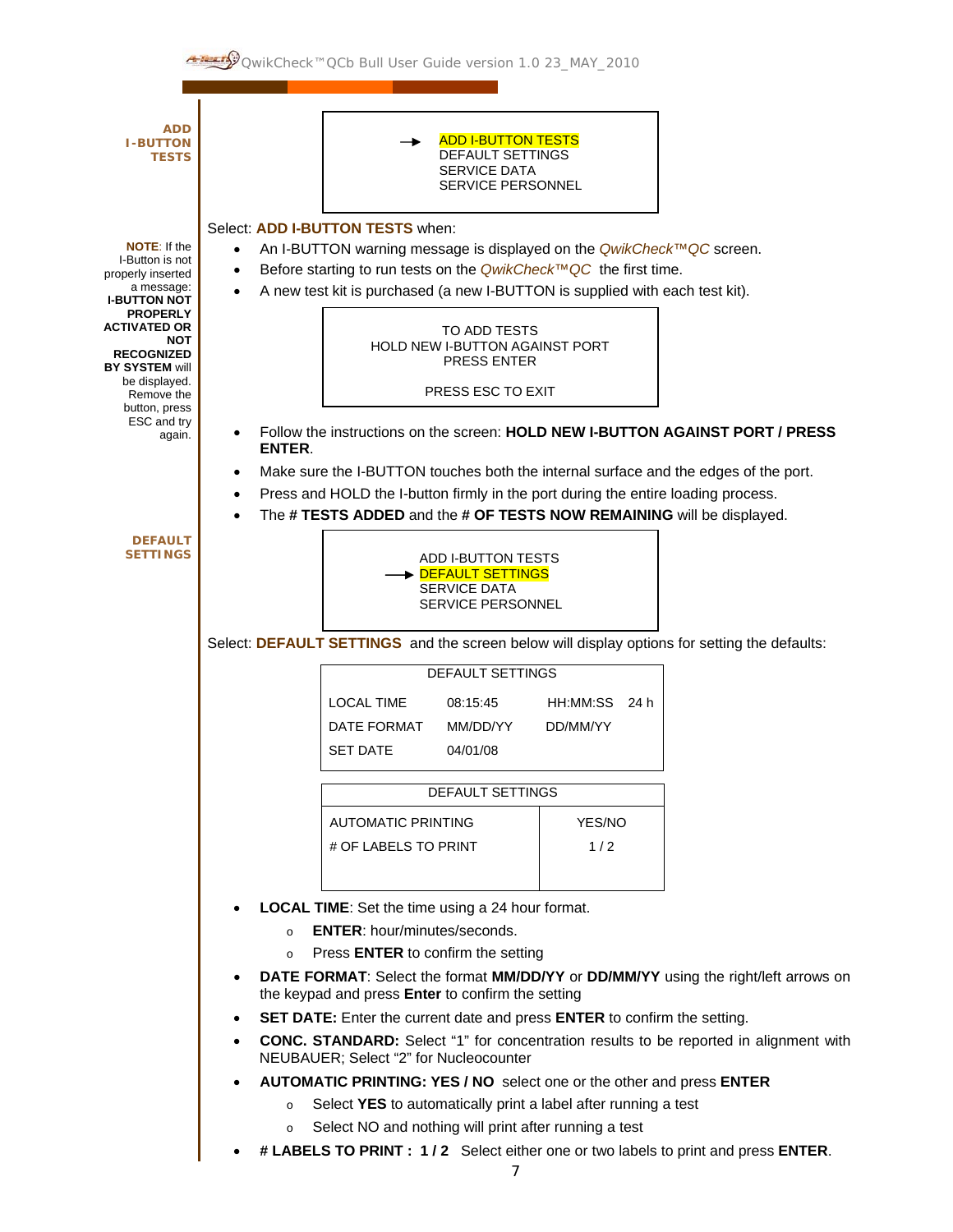## ADD I-BUTTON TESTS

```
→ ADD I-BUTTON TESTS
  DEFAULT SETTINGS
  SERVICE DATA
  SERVICE PERSONNEL
```

Select: **ADD I-BUTTON TESTS** when:

- An I-BUTTON warning message is displayed on the *QwikCheck™QC* screen.
- Before starting to run tests on the *QwikCheck™QC* the first time.
- A new test kit is purchased (a new I-BUTTON is supplied with each test kit).

**NOTE**: If the I-Button is not properly inserted a message: **I-BUTTON NOT PROPERLY ACTIVATED OR NOT RECOGNIZED BY SYSTEM** will be displayed. Remove the button, press ESC and try again.

```
TO ADD TESTS
HOLD NEW I-BUTTON AGAINST PORT
PRESS ENTER

PRESS ESC TO EXIT
```

- Follow the instructions on the screen: **HOLD NEW I-BUTTON AGAINST PORT / PRESS ENTER**.
- Make sure the I-BUTTON touches both the internal surface and the edges of the port.
- Press and HOLD the I-button firmly in the port during the entire loading process.
- The **# TESTS ADDED** and the **# OF TESTS NOW REMAINING** will be displayed.

## DEFAULT SETTINGS

```
  ADD I-BUTTON TESTS
→ DEFAULT SETTINGS
  SERVICE DATA
  SERVICE PERSONNEL
```

Select: **DEFAULT SETTINGS** and the screen below will display options for setting the defaults:

| DEFAULT SETTINGS | | |
|---|---|---|
| LOCAL TIME | 08:15:45 | HH:MM:SS 24 h |
| DATE FORMAT | MM/DD/YY | DD/MM/YY |
| SET DATE | 04/01/08 | |

| DEFAULT SETTINGS | |
|---|---|
| AUTOMATIC PRINTING | YES/NO |
| # OF LABELS TO PRINT | 1 / 2 |

- **LOCAL TIME**: Set the time using a 24 hour format.
  - **ENTER**: hour/minutes/seconds.
  - Press **ENTER** to confirm the setting
- **DATE FORMAT**: Select the format **MM/DD/YY** or **DD/MM/YY** using the right/left arrows on the keypad and press **Enter** to confirm the setting
- **SET DATE:** Enter the current date and press **ENTER** to confirm the setting.
- **CONC. STANDARD:** Select "1" for concentration results to be reported in alignment with NEUBAUER; Select "2" for Nucleocounter
- **AUTOMATIC PRINTING: YES / NO** select one or the other and press **ENTER**
  - Select **YES** to automatically print a label after running a test
  - Select NO and nothing will print after running a test
- **# LABELS TO PRINT : 1 / 2** Select either one or two labels to print and press **ENTER**.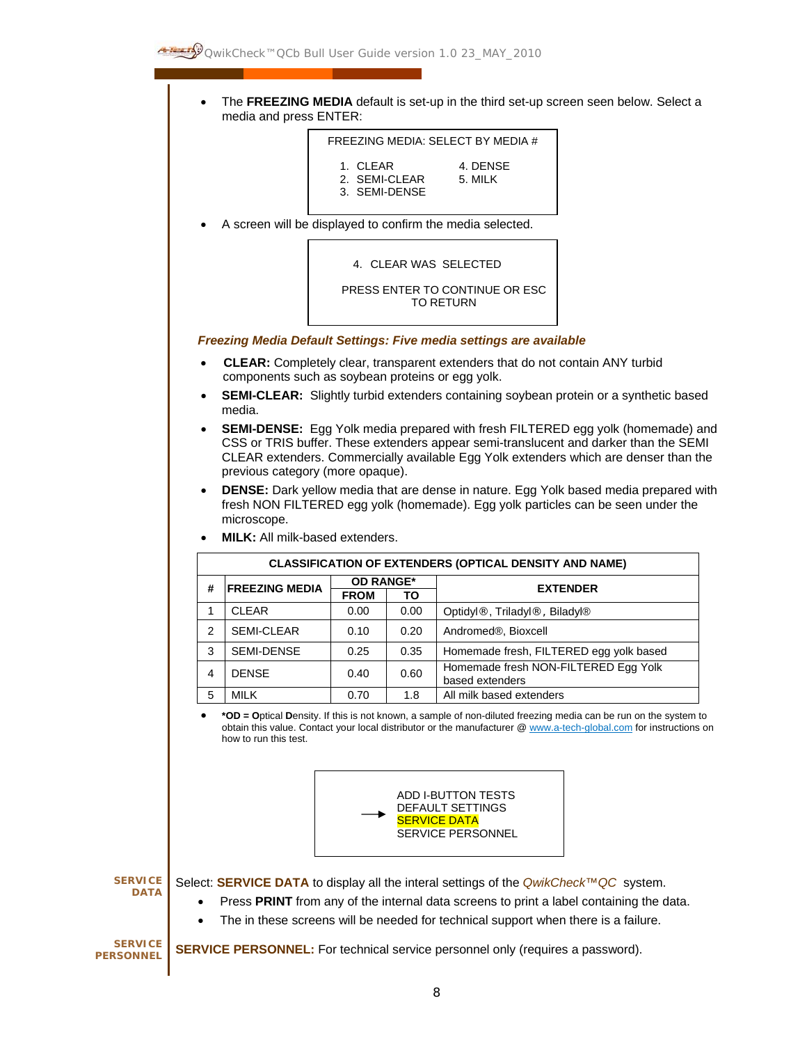- The **FREEZING MEDIA** default is set-up in the third set-up screen seen below. Select a media and press ENTER:

```
FREEZING MEDIA: SELECT BY MEDIA #

1. CLEAR            4. DENSE
2. SEMI-CLEAR       5. MILK
3. SEMI-DENSE
```

- A screen will be displayed to confirm the media selected.

```
4. CLEAR WAS SELECTED

PRESS ENTER TO CONTINUE OR ESC
TO RETURN
```

***Freezing Media Default Settings: Five media settings are available***

- **CLEAR:** Completely clear, transparent extenders that do not contain ANY turbid components such as soybean proteins or egg yolk.
- **SEMI-CLEAR:** Slightly turbid extenders containing soybean protein or a synthetic based media.
- **SEMI-DENSE:** Egg Yolk media prepared with fresh FILTERED egg yolk (homemade) and CSS or TRIS buffer. These extenders appear semi-translucent and darker than the SEMI CLEAR extenders. Commercially available Egg Yolk extenders which are denser than the previous category (more opaque).
- **DENSE:** Dark yellow media that are dense in nature. Egg Yolk based media prepared with fresh NON FILTERED egg yolk (homemade). Egg yolk particles can be seen under the microscope.
- **MILK:** All milk-based extenders.

**CLASSIFICATION OF EXTENDERS (OPTICAL DENSITY AND NAME)**

| # | FREEZING MEDIA | OD RANGE* | | EXTENDER |
|---|---|---|---|---|
| | | FROM | TO | |
| 1 | CLEAR | 0.00 | 0.00 | Optidyl®, Triladyl®, Biladyl® |
| 2 | SEMI-CLEAR | 0.10 | 0.20 | Andromed®, Bioxcell |
| 3 | SEMI-DENSE | 0.25 | 0.35 | Homemade fresh, FILTERED egg yolk based |
| 4 | DENSE | 0.40 | 0.60 | Homemade fresh NON-FILTERED Egg Yolk based extenders |
| 5 | MILK | 0.70 | 1.8 | All milk based extenders |

- ***OD = O**ptical **D**ensity. If this is not known, a sample of non-diluted freezing media can be run on the system to obtain this value. Contact your local distributor or the manufacturer @ www.a-tech-global.com for instructions on how to run this test.

```
     ADD I-BUTTON TESTS
     DEFAULT SETTINGS
---> SERVICE DATA
     SERVICE PERSONNEL
```

**SERVICE DATA**

Select: **SERVICE DATA** to display all the interal settings of the *QwikCheck™QC* system.

- Press **PRINT** from any of the internal data screens to print a label containing the data.
- The in these screens will be needed for technical support when there is a failure.

**SERVICE PERSONNEL**

**SERVICE PERSONNEL:** For technical service personnel only (requires a password).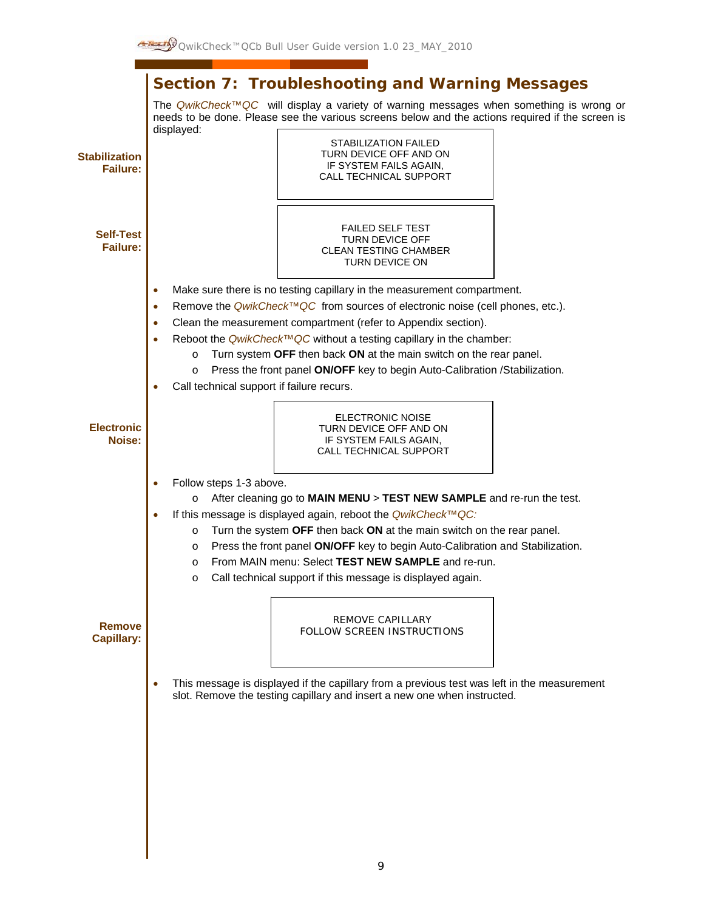## Section 7: Troubleshooting and Warning Messages

The *QwikCheck™QC* will display a variety of warning messages when something is wrong or needs to be done. Please see the various screens below and the actions required if the screen is displayed:

**Stabilization Failure:**

```
STABILIZATION FAILED
TURN DEVICE OFF AND ON
IF SYSTEM FAILS AGAIN,
CALL TECHNICAL SUPPORT
```

**Self-Test Failure:**

```
FAILED SELF TEST
TURN DEVICE OFF
CLEAN TESTING CHAMBER
TURN DEVICE ON
```

- Make sure there is no testing capillary in the measurement compartment.
- Remove the *QwikCheck™QC* from sources of electronic noise (cell phones, etc.).
- Clean the measurement compartment (refer to Appendix section).
- Reboot the *QwikCheck™QC* without a testing capillary in the chamber:
  - Turn system **OFF** then back **ON** at the main switch on the rear panel.
  - Press the front panel **ON/OFF** key to begin Auto-Calibration /Stabilization.
- Call technical support if failure recurs.

**Electronic Noise:**

```
ELECTRONIC NOISE
TURN DEVICE OFF AND ON
IF SYSTEM FAILS AGAIN,
CALL TECHNICAL SUPPORT
```

- Follow steps 1-3 above.
  - After cleaning go to **MAIN MENU** > **TEST NEW SAMPLE** and re-run the test.
- If this message is displayed again, reboot the *QwikCheck™QC:*
  - Turn the system **OFF** then back **ON** at the main switch on the rear panel.
  - Press the front panel **ON/OFF** key to begin Auto-Calibration and Stabilization.
  - From MAIN menu: Select **TEST NEW SAMPLE** and re-run.
  - Call technical support if this message is displayed again.

**Remove Capillary:**

```
REMOVE CAPILLARY
FOLLOW SCREEN INSTRUCTIONS
```

- This message is displayed if the capillary from a previous test was left in the measurement slot. Remove the testing capillary and insert a new one when instructed.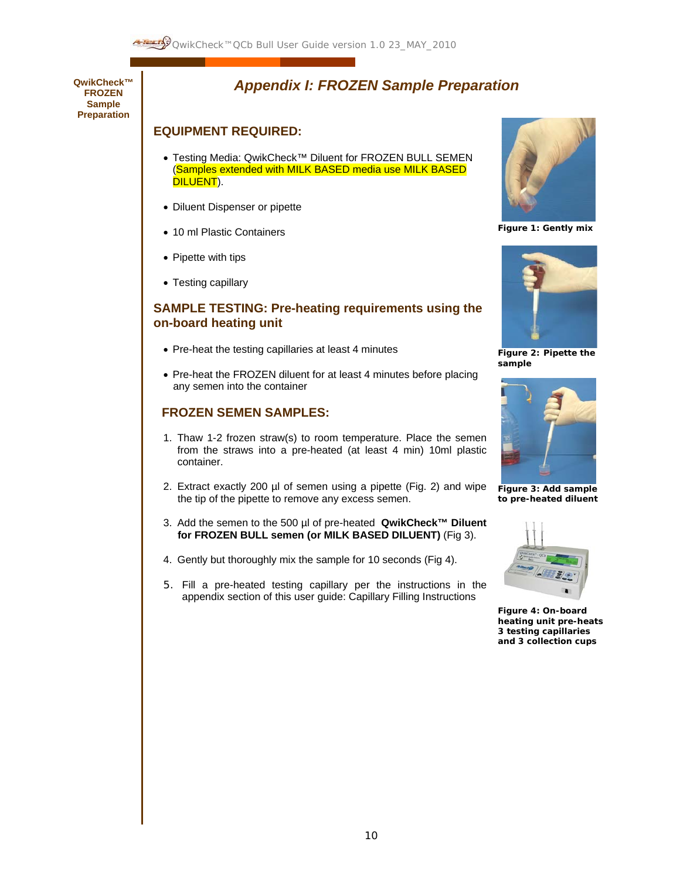QwikCheck™ FROZEN Sample Preparation

# *Appendix I: FROZEN Sample Preparation*

## EQUIPMENT REQUIRED:

- Testing Media: QwikCheck™ Diluent for FROZEN BULL SEMEN (Samples extended with MILK BASED media use MILK BASED DILUENT).
- Diluent Dispenser or pipette
- 10 ml Plastic Containers
- Pipette with tips
- Testing capillary

## SAMPLE TESTING: Pre-heating requirements using the on-board heating unit

- Pre-heat the testing capillaries at least 4 minutes
- Pre-heat the FROZEN diluent for at least 4 minutes before placing any semen into the container

## FROZEN SEMEN SAMPLES:

1. Thaw 1-2 frozen straw(s) to room temperature. Place the semen from the straws into a pre-heated (at least 4 min) 10ml plastic container.
2. Extract exactly 200 µl of semen using a pipette (Fig. 2) and wipe the tip of the pipette to remove any excess semen.
3. Add the semen to the 500 µl of pre-heated **QwikCheck™ Diluent for FROZEN BULL semen (or MILK BASED DILUENT)** (Fig 3).
4. Gently but thoroughly mix the sample for 10 seconds (Fig 4).
5. Fill a pre-heated testing capillary per the instructions in the appendix section of this user guide: Capillary Filling Instructions

**Figure 1: Gently mix**

**Figure 2: Pipette the sample**

**Figure 3: Add sample to pre-heated diluent**

**Figure 4: On-board heating unit pre-heats 3 testing capillaries and 3 collection cups**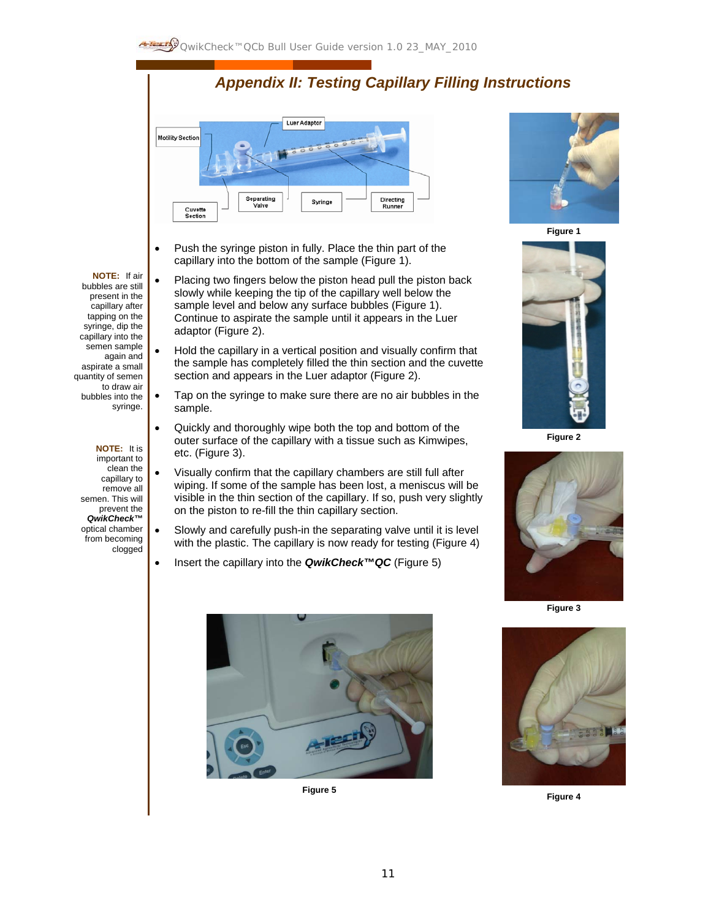# Appendix II: Testing Capillary Filling Instructions

Motility Section | Luer Adaptor | Cuvette Section | Separating Valve | Syringe | Directing Runner

- Push the syringe piston in fully. Place the thin part of the capillary into the bottom of the sample (Figure 1).
- Placing two fingers below the piston head pull the piston back slowly while keeping the tip of the capillary well below the sample level and below any surface bubbles (Figure 1). Continue to aspirate the sample until it appears in the Luer adaptor (Figure 2).
- Hold the capillary in a vertical position and visually confirm that the sample has completely filled the thin section and the cuvette section and appears in the Luer adaptor (Figure 2).
- Tap on the syringe to make sure there are no air bubbles in the sample.
- Quickly and thoroughly wipe both the top and bottom of the outer surface of the capillary with a tissue such as Kimwipes, etc. (Figure 3).
- Visually confirm that the capillary chambers are still full after wiping. If some of the sample has been lost, a meniscus will be visible in the thin section of the capillary. If so, push very slightly on the piston to re-fill the thin capillary section.
- Slowly and carefully push-in the separating valve until it is level with the plastic. The capillary is now ready for testing (Figure 4)
- Insert the capillary into the ***QwikCheck™QC*** (Figure 5)

**NOTE:** If air bubbles are still present in the capillary after tapping on the syringe, dip the capillary into the semen sample again and aspirate a small quantity of semen to draw air bubbles into the syringe.

**NOTE:** It is important to clean the capillary to remove all semen. This will prevent the ***QwikCheck™*** optical chamber from becoming clogged

**Figure 1**

**Figure 2**

**Figure 3**

**Figure 4**

**Figure 5**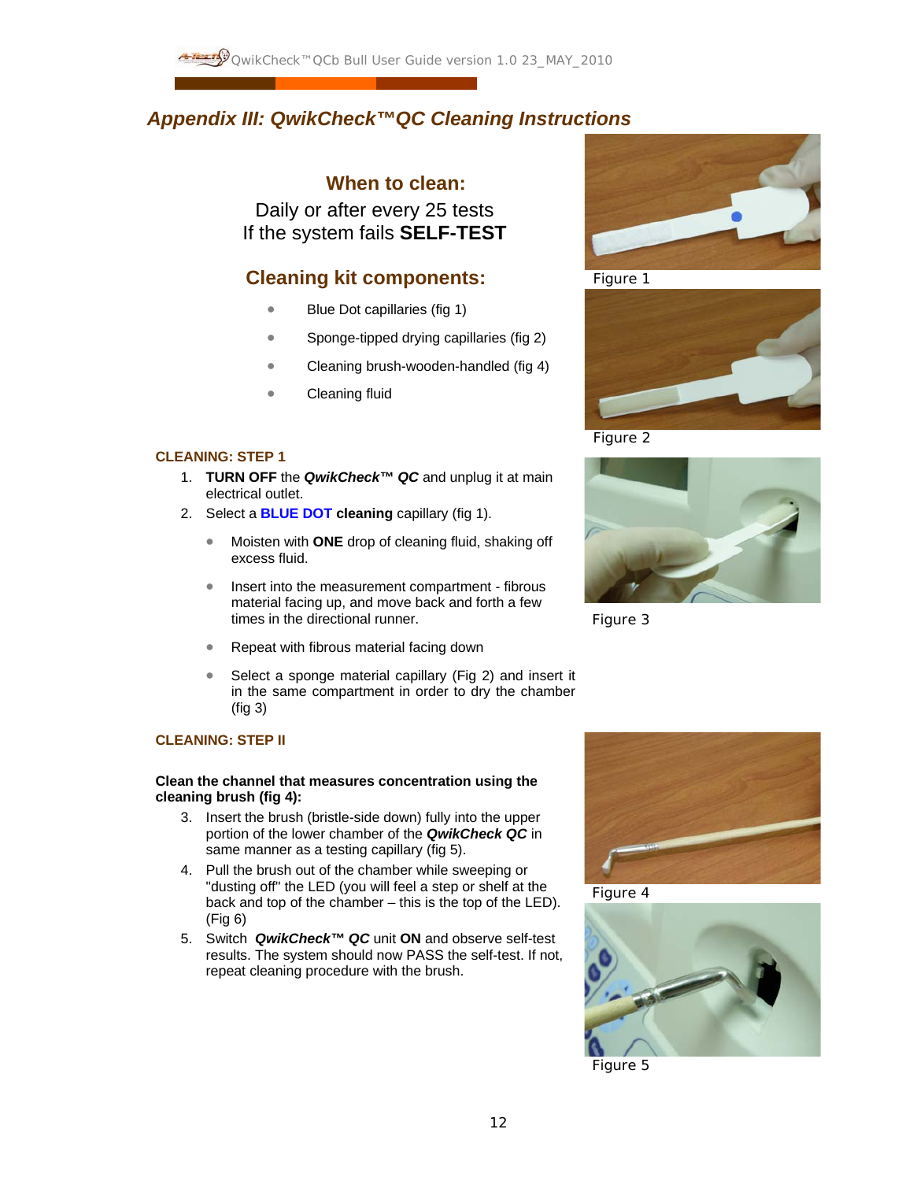## *Appendix III: QwikCheck™QC Cleaning Instructions*

### When to clean:

Daily or after every 25 tests
If the system fails **SELF-TEST**

### Cleaning kit components:

- Blue Dot capillaries (fig 1)
- Sponge-tipped drying capillaries (fig 2)
- Cleaning brush-wooden-handled (fig 4)
- Cleaning fluid

Figure 1

Figure 2

**CLEANING: STEP 1**

1. **TURN OFF** the ***QwikCheck™ QC*** and unplug it at main electrical outlet.
2. Select a **BLUE DOT cleaning** capillary (fig 1).
   - Moisten with **ONE** drop of cleaning fluid, shaking off excess fluid.
   - Insert into the measurement compartment - fibrous material facing up, and move back and forth a few times in the directional runner.
   - Repeat with fibrous material facing down
   - Select a sponge material capillary (Fig 2) and insert it in the same compartment in order to dry the chamber (fig 3)

Figure 3

**CLEANING: STEP II**

**Clean the channel that measures concentration using the cleaning brush (fig 4):**

3. Insert the brush (bristle-side down) fully into the upper portion of the lower chamber of the ***QwikCheck QC*** in same manner as a testing capillary (fig 5).
4. Pull the brush out of the chamber while sweeping or "dusting off" the LED (you will feel a step or shelf at the back and top of the chamber – this is the top of the LED). (Fig 6)
5. Switch ***QwikCheck™ QC*** unit **ON** and observe self-test results. The system should now PASS the self-test. If not, repeat cleaning procedure with the brush.

Figure 4

Figure 5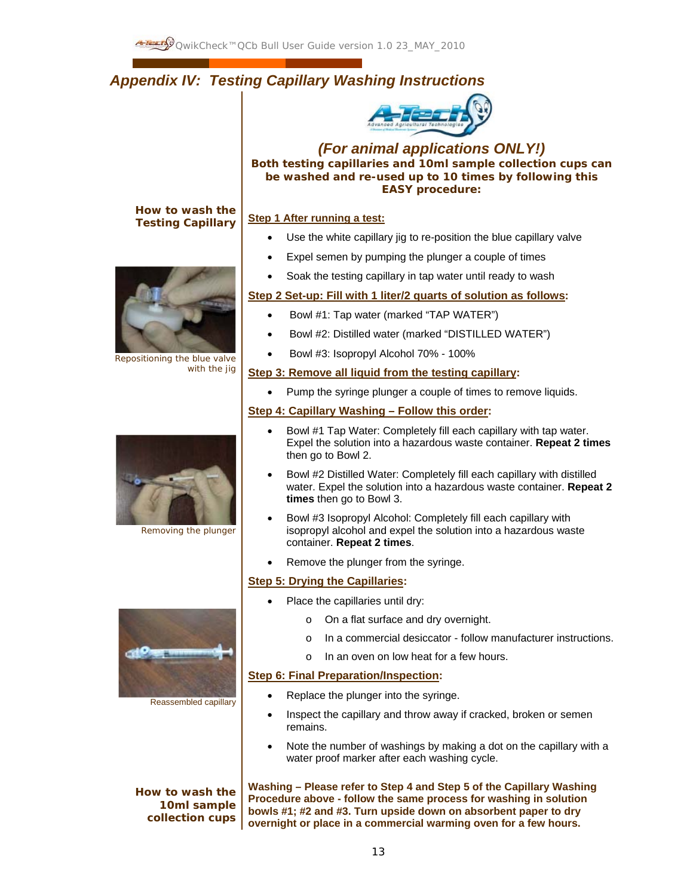# Appendix IV: Testing Capillary Washing Instructions

***(For animal applications ONLY!)***

**Both testing capillaries and 10ml sample collection cups can be washed and re-used up to 10 times by following this EASY procedure:**

## How to wash the Testing Capillary

**Step 1 After running a test:**

- Use the white capillary jig to re-position the blue capillary valve
- Expel semen by pumping the plunger a couple of times
- Soak the testing capillary in tap water until ready to wash

**Step 2 Set-up: Fill with 1 liter/2 quarts of solution as follows:**

- Bowl #1: Tap water (marked "TAP WATER")
- Bowl #2: Distilled water (marked "DISTILLED WATER")
- Bowl #3: Isopropyl Alcohol 70% - 100%

Repositioning the blue valve with the jig

**Step 3: Remove all liquid from the testing capillary:**

- Pump the syringe plunger a couple of times to remove liquids.

**Step 4: Capillary Washing – Follow this order:**

- Bowl #1 Tap Water: Completely fill each capillary with tap water. Expel the solution into a hazardous waste container. **Repeat 2 times** then go to Bowl 2.
- Bowl #2 Distilled Water: Completely fill each capillary with distilled water. Expel the solution into a hazardous waste container. **Repeat 2 times** then go to Bowl 3.
- Bowl #3 Isopropyl Alcohol: Completely fill each capillary with isopropyl alcohol and expel the solution into a hazardous waste container. **Repeat 2 times**.
- Remove the plunger from the syringe.

Removing the plunger

**Step 5: Drying the Capillaries:**

- Place the capillaries until dry:
  - On a flat surface and dry overnight.
  - In a commercial desiccator - follow manufacturer instructions.
  - In an oven on low heat for a few hours.

**Step 6: Final Preparation/Inspection:**

- Replace the plunger into the syringe.
- Inspect the capillary and throw away if cracked, broken or semen remains.
- Note the number of washings by making a dot on the capillary with a water proof marker after each washing cycle.

Reassembled capillary

## How to wash the 10ml sample collection cups

**Washing – Please refer to Step 4 and Step 5 of the Capillary Washing Procedure above - follow the same process for washing in solution bowls #1; #2 and #3. Turn upside down on absorbent paper to dry overnight or place in a commercial warming oven for a few hours.**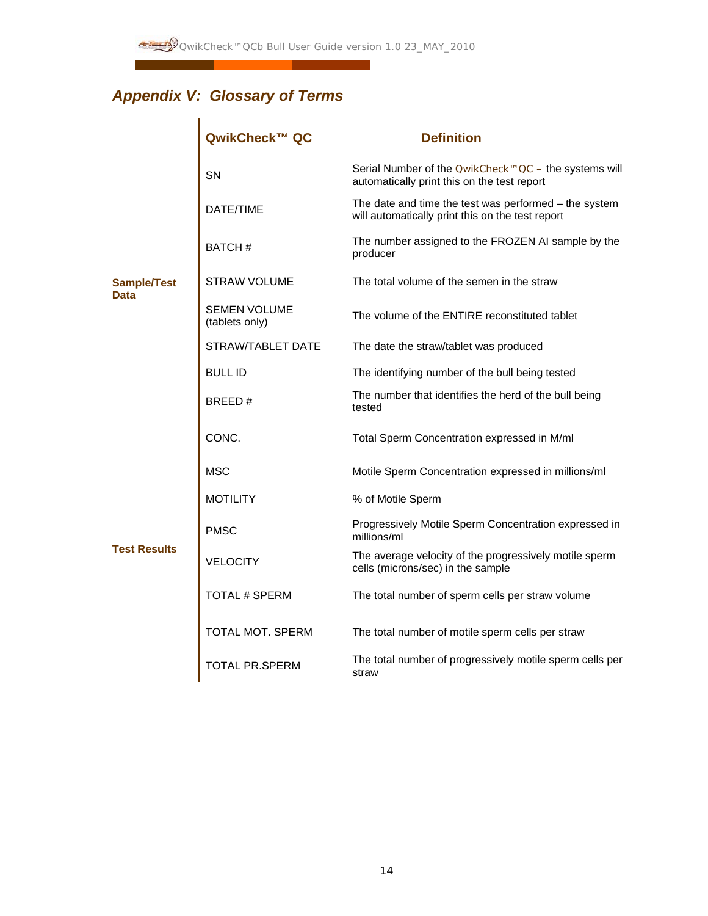## *Appendix V: Glossary of Terms*

| | QwikCheck™ QC | Definition |
|---|---|---|
| Sample/Test Data | SN | Serial Number of the QwikCheck™QC – the systems will automatically print this on the test report |
| | DATE/TIME | The date and time the test was performed – the system will automatically print this on the test report |
| | BATCH # | The number assigned to the FROZEN AI sample by the producer |
| | STRAW VOLUME | The total volume of the semen in the straw |
| | SEMEN VOLUME (tablets only) | The volume of the ENTIRE reconstituted tablet |
| | STRAW/TABLET DATE | The date the straw/tablet was produced |
| | BULL ID | The identifying number of the bull being tested |
| | BREED # | The number that identifies the herd of the bull being tested |
| Test Results | CONC. | Total Sperm Concentration expressed in M/ml |
| | MSC | Motile Sperm Concentration expressed in millions/ml |
| | MOTILITY | % of Motile Sperm |
| | PMSC | Progressively Motile Sperm Concentration expressed in millions/ml |
| | VELOCITY | The average velocity of the progressively motile sperm cells (microns/sec) in the sample |
| | TOTAL # SPERM | The total number of sperm cells per straw volume |
| | TOTAL MOT. SPERM | The total number of motile sperm cells per straw |
| | TOTAL PR.SPERM | The total number of progressively motile sperm cells per straw |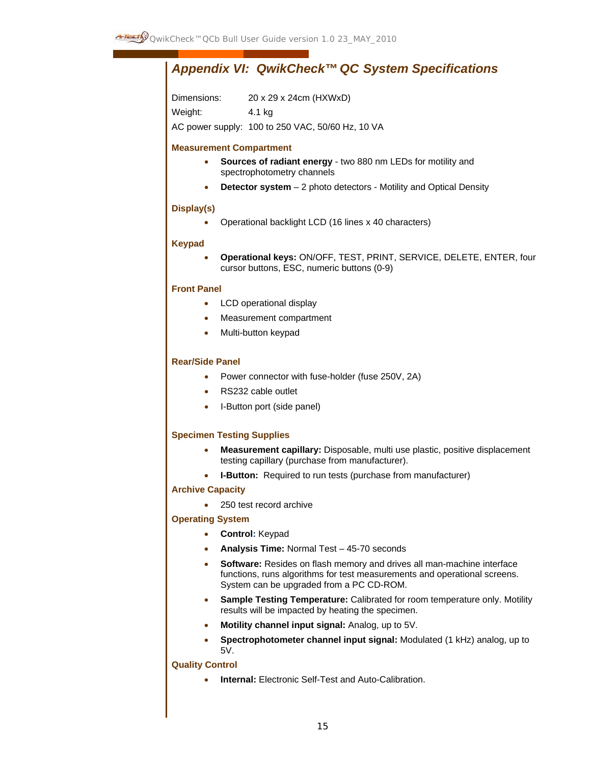## Appendix VI: QwikCheck™ QC System Specifications

Dimensions: 20 x 29 x 24cm (HXWxD)

Weight: 4.1 kg

AC power supply: 100 to 250 VAC, 50/60 Hz, 10 VA

### Measurement Compartment

- **Sources of radiant energy** - two 880 nm LEDs for motility and spectrophotometry channels
- **Detector system** – 2 photo detectors - Motility and Optical Density

### Display(s)

- Operational backlight LCD (16 lines x 40 characters)

### Keypad

- **Operational keys:** ON/OFF, TEST, PRINT, SERVICE, DELETE, ENTER, four cursor buttons, ESC, numeric buttons (0-9)

### Front Panel

- LCD operational display
- Measurement compartment
- Multi-button keypad

### Rear/Side Panel

- Power connector with fuse-holder (fuse 250V, 2A)
- RS232 cable outlet
- I-Button port (side panel)

### Specimen Testing Supplies

- **Measurement capillary:** Disposable, multi use plastic, positive displacement testing capillary (purchase from manufacturer).
- **I-Button:** Required to run tests (purchase from manufacturer)

### Archive Capacity

- 250 test record archive

### Operating System

- **Control:** Keypad
- **Analysis Time:** Normal Test – 45-70 seconds
- **Software:** Resides on flash memory and drives all man-machine interface functions, runs algorithms for test measurements and operational screens. System can be upgraded from a PC CD-ROM.
- **Sample Testing Temperature:** Calibrated for room temperature only. Motility results will be impacted by heating the specimen.
- **Motility channel input signal:** Analog, up to 5V.
- **Spectrophotometer channel input signal:** Modulated (1 kHz) analog, up to 5V.

### Quality Control

- **Internal:** Electronic Self-Test and Auto-Calibration.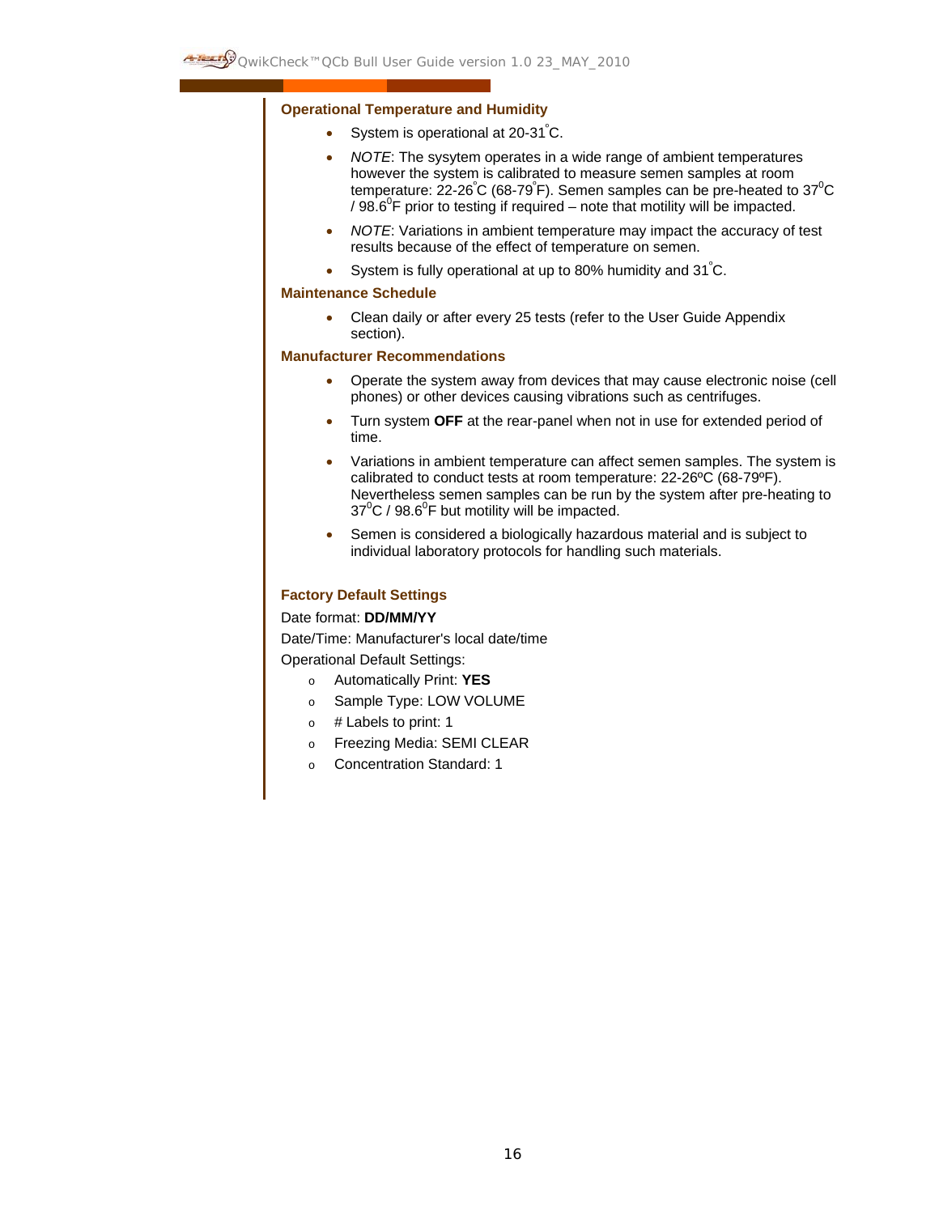### Operational Temperature and Humidity

- System is operational at 20-31°C.
- *NOTE*: The sysytem operates in a wide range of ambient temperatures however the system is calibrated to measure semen samples at room temperature: 22-26°C (68-79°F). Semen samples can be pre-heated to 37°C / 98.6°F prior to testing if required – note that motility will be impacted.
- *NOTE*: Variations in ambient temperature may impact the accuracy of test results because of the effect of temperature on semen.
- System is fully operational at up to 80% humidity and 31°C.

### Maintenance Schedule

- Clean daily or after every 25 tests (refer to the User Guide Appendix section).

### Manufacturer Recommendations

- Operate the system away from devices that may cause electronic noise (cell phones) or other devices causing vibrations such as centrifuges.
- Turn system **OFF** at the rear-panel when not in use for extended period of time.
- Variations in ambient temperature can affect semen samples. The system is calibrated to conduct tests at room temperature: 22-26ºC (68-79ºF). Nevertheless semen samples can be run by the system after pre-heating to 37°C / 98.6°F but motility will be impacted.
- Semen is considered a biologically hazardous material and is subject to individual laboratory protocols for handling such materials.

### Factory Default Settings

Date format: **DD/MM/YY**

Date/Time: Manufacturer's local date/time

Operational Default Settings:

- Automatically Print: **YES**
- Sample Type: LOW VOLUME
- # Labels to print: 1
- Freezing Media: SEMI CLEAR
- Concentration Standard: 1